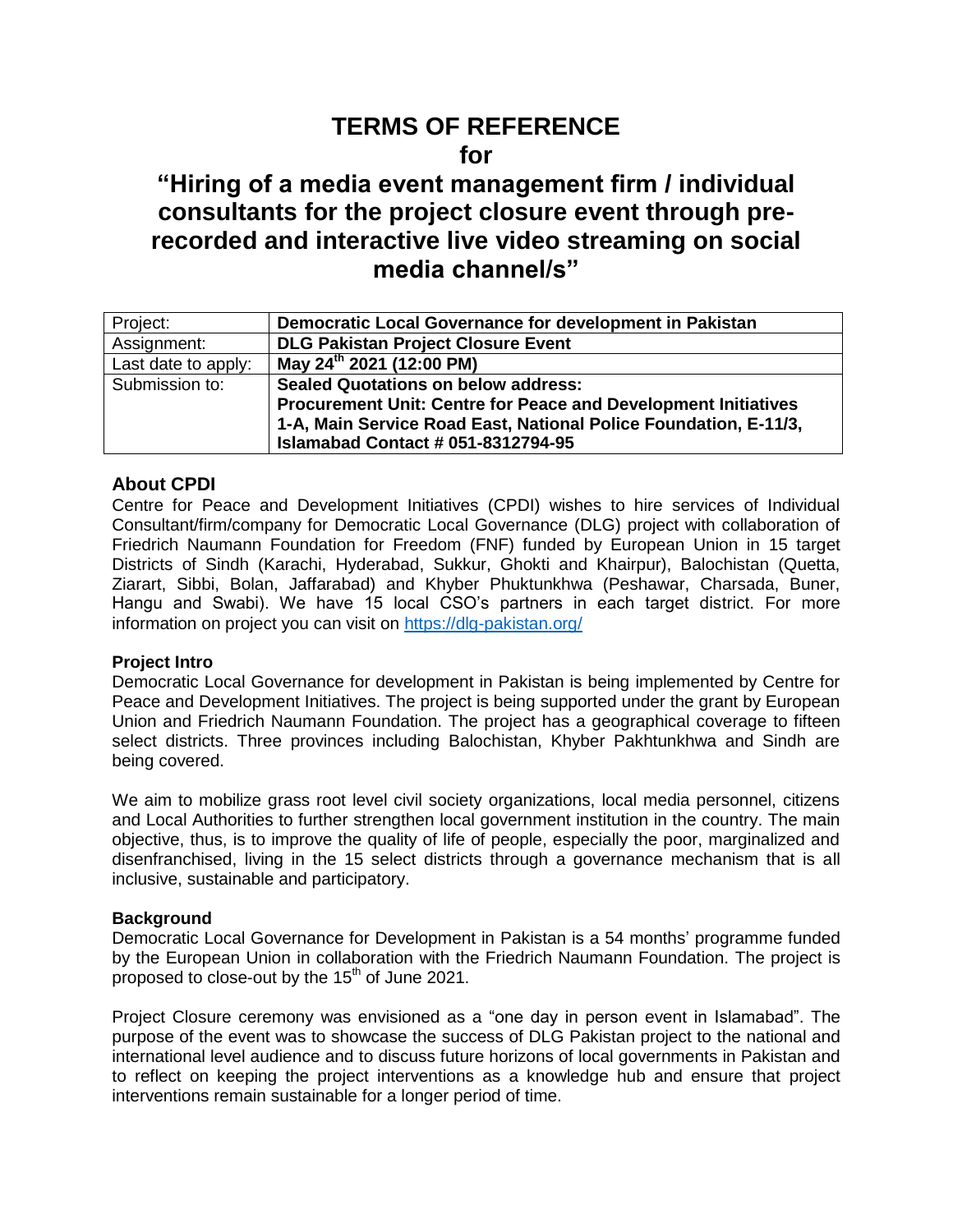# TERMS OF REFERENCE
# for
# "Hiring of a media event management firm / individual consultants for the project closure event through pre-recorded and interactive live video streaming on social media channel/s"

| Project: | **Democratic Local Governance for development in Pakistan** |
|---|---|
| Assignment: | **DLG Pakistan Project Closure Event** |
| Last date to apply: | **May 24th 2021 (12:00 PM)** |
| Submission to: | **Sealed Quotations on below address: Procurement Unit: Centre for Peace and Development Initiatives 1-A, Main Service Road East, National Police Foundation, E-11/3, Islamabad Contact # 051-8312794-95** |

## About CPDI

Centre for Peace and Development Initiatives (CPDI) wishes to hire services of Individual Consultant/firm/company for Democratic Local Governance (DLG) project with collaboration of Friedrich Naumann Foundation for Freedom (FNF) funded by European Union in 15 target Districts of Sindh (Karachi, Hyderabad, Sukkur, Ghokti and Khairpur), Balochistan (Quetta, Ziarart, Sibbi, Bolan, Jaffarabad) and Khyber Phuktunkhwa (Peshawar, Charsada, Buner, Hangu and Swabi). We have 15 local CSO's partners in each target district. For more information on project you can visit on https://dlg-pakistan.org/

### Project Intro

Democratic Local Governance for development in Pakistan is being implemented by Centre for Peace and Development Initiatives. The project is being supported under the grant by European Union and Friedrich Naumann Foundation. The project has a geographical coverage to fifteen select districts. Three provinces including Balochistan, Khyber Pakhtunkhwa and Sindh are being covered.

We aim to mobilize grass root level civil society organizations, local media personnel, citizens and Local Authorities to further strengthen local government institution in the country. The main objective, thus, is to improve the quality of life of people, especially the poor, marginalized and disenfranchised, living in the 15 select districts through a governance mechanism that is all inclusive, sustainable and participatory.

### Background

Democratic Local Governance for Development in Pakistan is a 54 months' programme funded by the European Union in collaboration with the Friedrich Naumann Foundation. The project is proposed to close-out by the 15th of June 2021.

Project Closure ceremony was envisioned as a "one day in person event in Islamabad". The purpose of the event was to showcase the success of DLG Pakistan project to the national and international level audience and to discuss future horizons of local governments in Pakistan and to reflect on keeping the project interventions as a knowledge hub and ensure that project interventions remain sustainable for a longer period of time.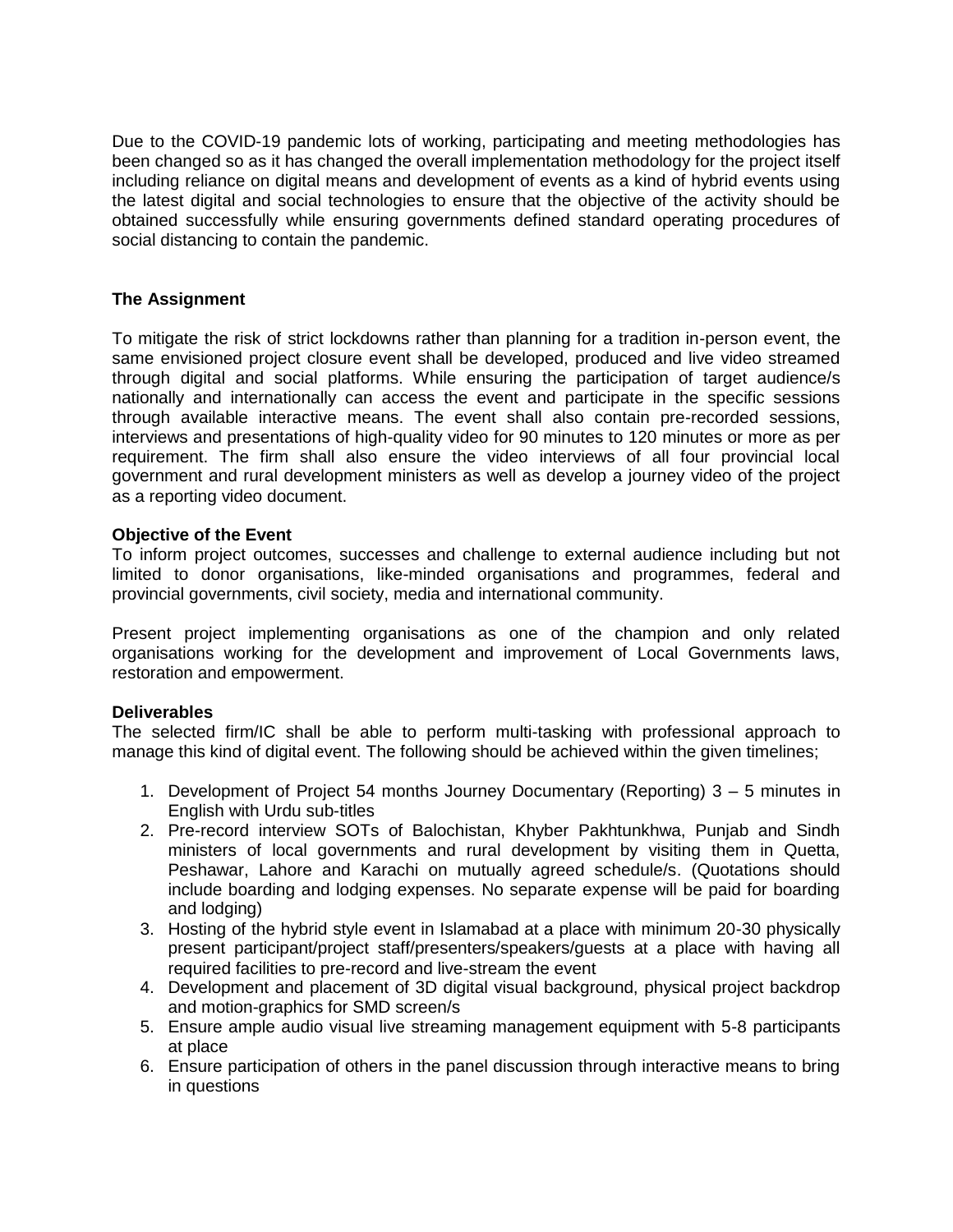Due to the COVID-19 pandemic lots of working, participating and meeting methodologies has been changed so as it has changed the overall implementation methodology for the project itself including reliance on digital means and development of events as a kind of hybrid events using the latest digital and social technologies to ensure that the objective of the activity should be obtained successfully while ensuring governments defined standard operating procedures of social distancing to contain the pandemic.

## The Assignment

To mitigate the risk of strict lockdowns rather than planning for a tradition in-person event, the same envisioned project closure event shall be developed, produced and live video streamed through digital and social platforms. While ensuring the participation of target audience/s nationally and internationally can access the event and participate in the specific sessions through available interactive means. The event shall also contain pre-recorded sessions, interviews and presentations of high-quality video for 90 minutes to 120 minutes or more as per requirement. The firm shall also ensure the video interviews of all four provincial local government and rural development ministers as well as develop a journey video of the project as a reporting video document.

### Objective of the Event

To inform project outcomes, successes and challenge to external audience including but not limited to donor organisations, like-minded organisations and programmes, federal and provincial governments, civil society, media and international community.

Present project implementing organisations as one of the champion and only related organisations working for the development and improvement of Local Governments laws, restoration and empowerment.

### Deliverables

The selected firm/IC shall be able to perform multi-tasking with professional approach to manage this kind of digital event. The following should be achieved within the given timelines;

1. Development of Project 54 months Journey Documentary (Reporting) 3 – 5 minutes in English with Urdu sub-titles
2. Pre-record interview SOTs of Balochistan, Khyber Pakhtunkhwa, Punjab and Sindh ministers of local governments and rural development by visiting them in Quetta, Peshawar, Lahore and Karachi on mutually agreed schedule/s. (Quotations should include boarding and lodging expenses. No separate expense will be paid for boarding and lodging)
3. Hosting of the hybrid style event in Islamabad at a place with minimum 20-30 physically present participant/project staff/presenters/speakers/guests at a place with having all required facilities to pre-record and live-stream the event
4. Development and placement of 3D digital visual background, physical project backdrop and motion-graphics for SMD screen/s
5. Ensure ample audio visual live streaming management equipment with 5-8 participants at place
6. Ensure participation of others in the panel discussion through interactive means to bring in questions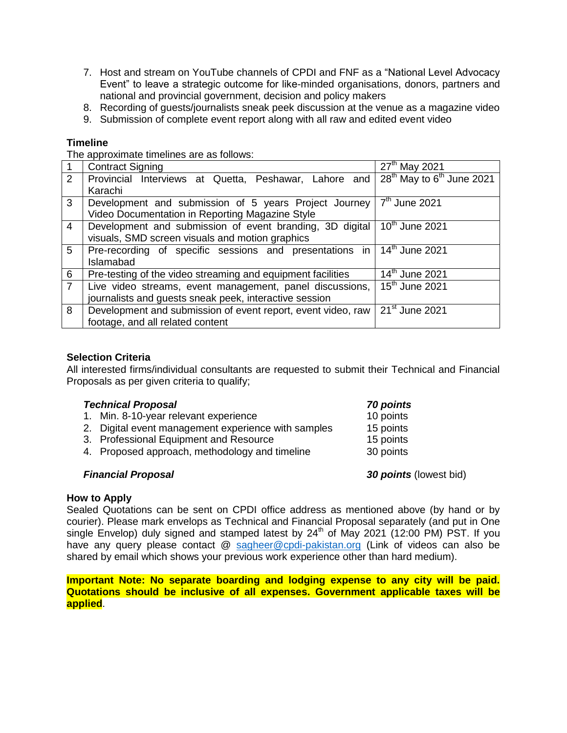7. Host and stream on YouTube channels of CPDI and FNF as a "National Level Advocacy Event" to leave a strategic outcome for like-minded organisations, donors, partners and national and provincial government, decision and policy makers
8. Recording of guests/journalists sneak peek discussion at the venue as a magazine video
9. Submission of complete event report along with all raw and edited event video

**Timeline**

The approximate timelines are as follows:

| | | |
|---|---|---|
| 1 | Contract Signing | 27th May 2021 |
| 2 | Provincial Interviews at Quetta, Peshawar, Lahore and Karachi | 28th May to 6th June 2021 |
| 3 | Development and submission of 5 years Project Journey Video Documentation in Reporting Magazine Style | 7th June 2021 |
| 4 | Development and submission of event branding, 3D digital visuals, SMD screen visuals and motion graphics | 10th June 2021 |
| 5 | Pre-recording of specific sessions and presentations in Islamabad | 14th June 2021 |
| 6 | Pre-testing of the video streaming and equipment facilities | 14th June 2021 |
| 7 | Live video streams, event management, panel discussions, journalists and guests sneak peek, interactive session | 15th June 2021 |
| 8 | Development and submission of event report, event video, raw footage, and all related content | 21st June 2021 |

**Selection Criteria**

All interested firms/individual consultants are requested to submit their Technical and Financial Proposals as per given criteria to qualify;

| | |
|---|---|
| ***Technical Proposal*** | ***70 points*** |
| 1. Min. 8-10-year relevant experience | 10 points |
| 2. Digital event management experience with samples | 15 points |
| 3. Professional Equipment and Resource | 15 points |
| 4. Proposed approach, methodology and timeline | 30 points |
| ***Financial Proposal*** | ***30 points*** (lowest bid) |

**How to Apply**

Sealed Quotations can be sent on CPDI office address as mentioned above (by hand or by courier). Please mark envelops as Technical and Financial Proposal separately (and put in One single Envelop) duly signed and stamped latest by 24th of May 2021 (12:00 PM) PST. If you have any query please contact @ sagheer@cpdi-pakistan.org (Link of videos can also be shared by email which shows your previous work experience other than hard medium).

**Important Note: No separate boarding and lodging expense to any city will be paid. Quotations should be inclusive of all expenses. Government applicable taxes will be applied**.